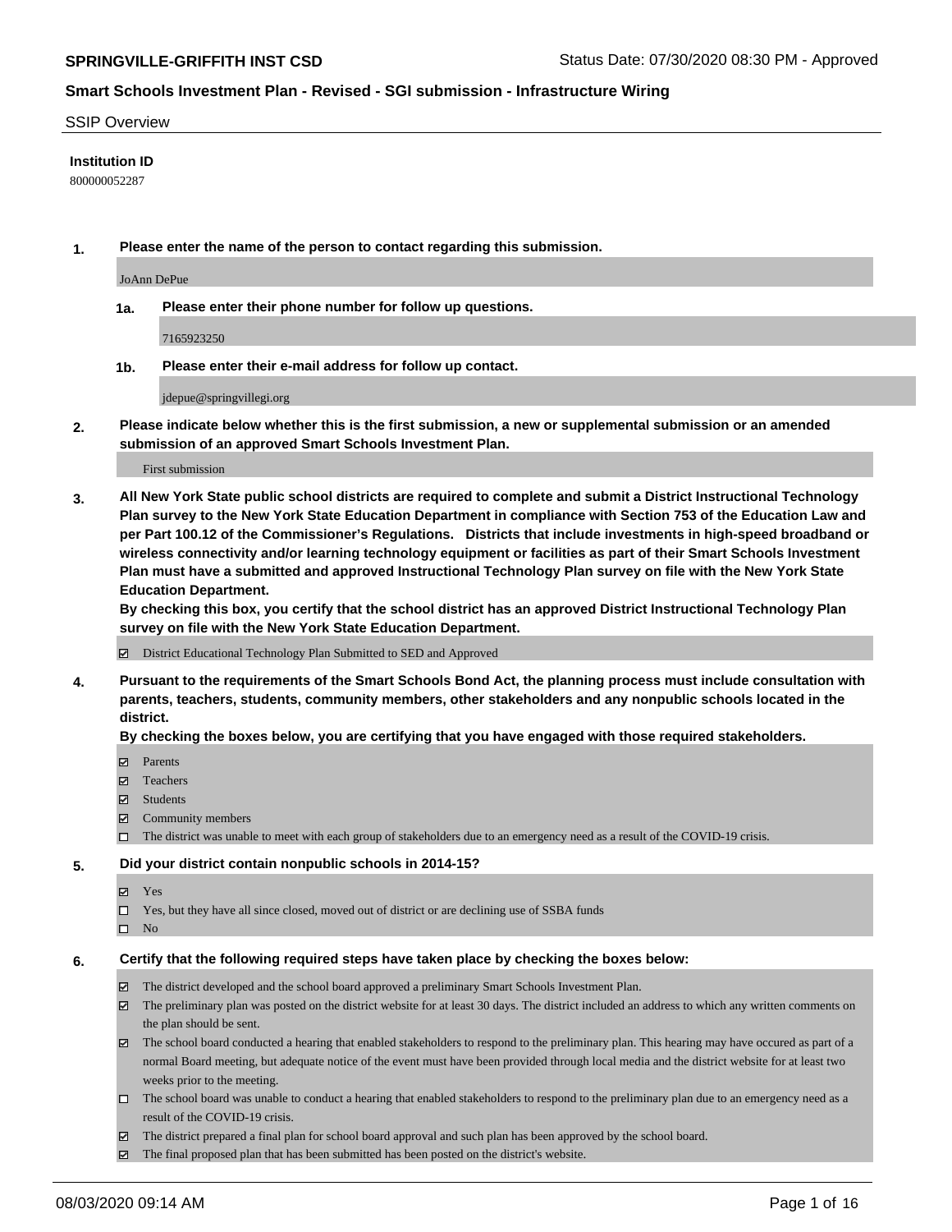**SPRINGVILLE-GRIFFITH INST CSD** Status Date: 07/30/2020 08:30 PM - Approved

**Smart Schools Investment Plan - Revised - SGI submission - Infrastructure Wiring**

SSIP Overview

**Institution ID**

800000052287

**1. Please enter the name of the person to contact regarding this submission.**

JoAnn DePue

**1a. Please enter their phone number for follow up questions.**

7165923250

**1b. Please enter their e-mail address for follow up contact.**

jdepue@springvillegi.org

**2. Please indicate below whether this is the first submission, a new or supplemental submission or an amended submission of an approved Smart Schools Investment Plan.**

First submission

**3. All New York State public school districts are required to complete and submit a District Instructional Technology Plan survey to the New York State Education Department in compliance with Section 753 of the Education Law and per Part 100.12 of the Commissioner's Regulations. Districts that include investments in high-speed broadband or wireless connectivity and/or learning technology equipment or facilities as part of their Smart Schools Investment Plan must have a submitted and approved Instructional Technology Plan survey on file with the New York State Education Department.**
**By checking this box, you certify that the school district has an approved District Instructional Technology Plan survey on file with the New York State Education Department.**

- ☑ District Educational Technology Plan Submitted to SED and Approved

**4. Pursuant to the requirements of the Smart Schools Bond Act, the planning process must include consultation with parents, teachers, students, community members, other stakeholders and any nonpublic schools located in the district.**
**By checking the boxes below, you are certifying that you have engaged with those required stakeholders.**

- ☑ Parents
- ☑ Teachers
- ☑ Students
- ☑ Community members
- ☐ The district was unable to meet with each group of stakeholders due to an emergency need as a result of the COVID-19 crisis.

**5. Did your district contain nonpublic schools in 2014-15?**

- ☑ Yes
- ☐ Yes, but they have all since closed, moved out of district or are declining use of SSBA funds
- ☐ No

**6. Certify that the following required steps have taken place by checking the boxes below:**

- ☑ The district developed and the school board approved a preliminary Smart Schools Investment Plan.
- ☑ The preliminary plan was posted on the district website for at least 30 days. The district included an address to which any written comments on the plan should be sent.
- ☑ The school board conducted a hearing that enabled stakeholders to respond to the preliminary plan. This hearing may have occured as part of a normal Board meeting, but adequate notice of the event must have been provided through local media and the district website for at least two weeks prior to the meeting.
- ☐ The school board was unable to conduct a hearing that enabled stakeholders to respond to the preliminary plan due to an emergency need as a result of the COVID-19 crisis.
- ☑ The district prepared a final plan for school board approval and such plan has been approved by the school board.
- ☑ The final proposed plan that has been submitted has been posted on the district's website.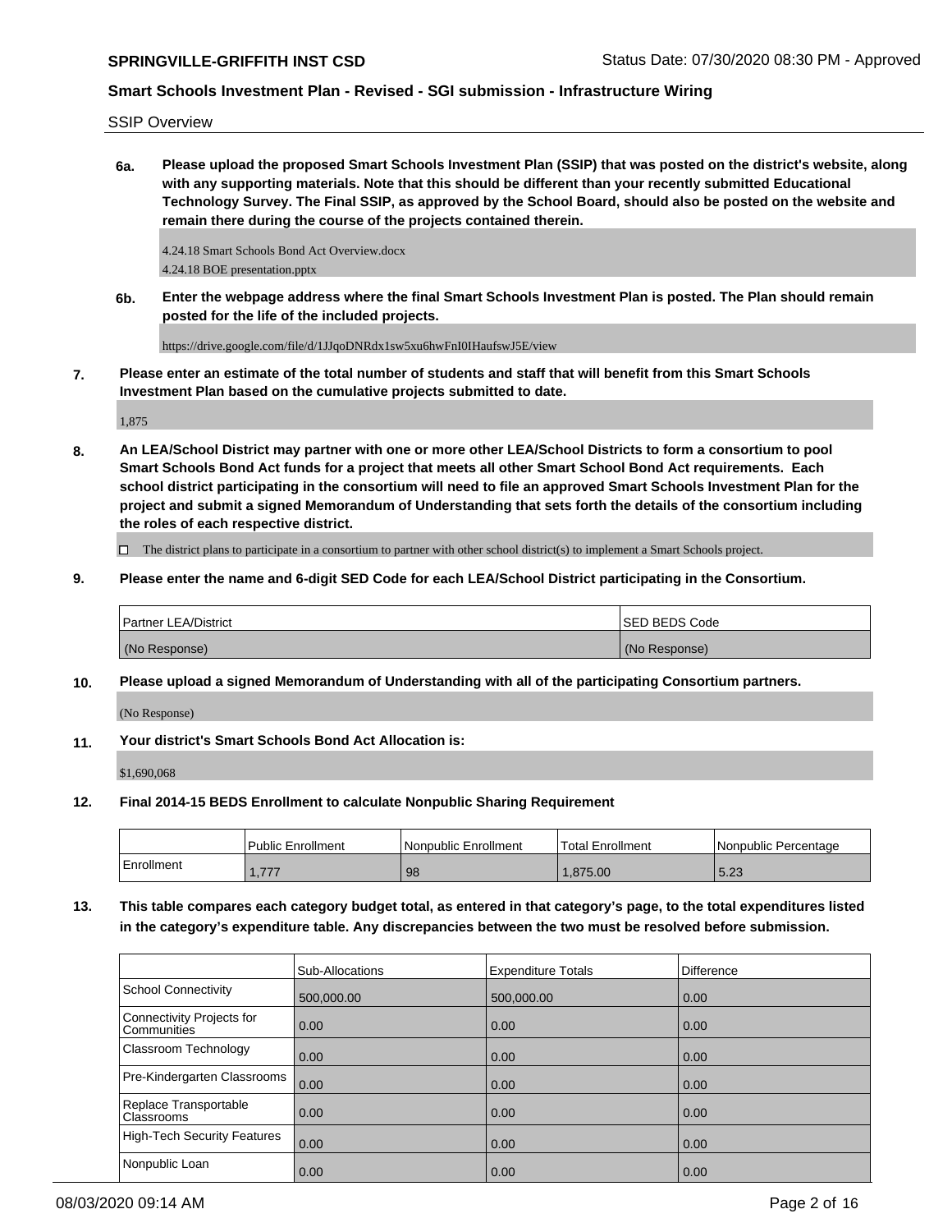SSIP Overview

**6a. Please upload the proposed Smart Schools Investment Plan (SSIP) that was posted on the district's website, along with any supporting materials. Note that this should be different than your recently submitted Educational Technology Survey. The Final SSIP, as approved by the School Board, should also be posted on the website and remain there during the course of the projects contained therein.**

4.24.18 Smart Schools Bond Act Overview.docx
4.24.18 BOE presentation.pptx

**6b. Enter the webpage address where the final Smart Schools Investment Plan is posted. The Plan should remain posted for the life of the included projects.**

https://drive.google.com/file/d/1JJqoDNRdx1sw5xu6hwFnI0IHaufswJ5E/view

**7. Please enter an estimate of the total number of students and staff that will benefit from this Smart Schools Investment Plan based on the cumulative projects submitted to date.**

1,875

**8. An LEA/School District may partner with one or more other LEA/School Districts to form a consortium to pool Smart Schools Bond Act funds for a project that meets all other Smart School Bond Act requirements. Each school district participating in the consortium will need to file an approved Smart Schools Investment Plan for the project and submit a signed Memorandum of Understanding that sets forth the details of the consortium including the roles of each respective district.**

☐ The district plans to participate in a consortium to partner with other school district(s) to implement a Smart Schools project.

**9. Please enter the name and 6-digit SED Code for each LEA/School District participating in the Consortium.**

| Partner LEA/District | SED BEDS Code |
|---|---|
| (No Response) | (No Response) |

**10. Please upload a signed Memorandum of Understanding with all of the participating Consortium partners.**

(No Response)

**11. Your district's Smart Schools Bond Act Allocation is:**

$1,690,068

**12. Final 2014-15 BEDS Enrollment to calculate Nonpublic Sharing Requirement**

| | Public Enrollment | Nonpublic Enrollment | Total Enrollment | Nonpublic Percentage |
|---|---|---|---|---|
| Enrollment | 1,777 | 98 | 1,875.00 | 5.23 |

**13. This table compares each category budget total, as entered in that category's page, to the total expenditures listed in the category's expenditure table. Any discrepancies between the two must be resolved before submission.**

| | Sub-Allocations | Expenditure Totals | Difference |
|---|---|---|---|
| School Connectivity | 500,000.00 | 500,000.00 | 0.00 |
| Connectivity Projects for Communities | 0.00 | 0.00 | 0.00 |
| Classroom Technology | 0.00 | 0.00 | 0.00 |
| Pre-Kindergarten Classrooms | 0.00 | 0.00 | 0.00 |
| Replace Transportable Classrooms | 0.00 | 0.00 | 0.00 |
| High-Tech Security Features | 0.00 | 0.00 | 0.00 |
| Nonpublic Loan | 0.00 | 0.00 | 0.00 |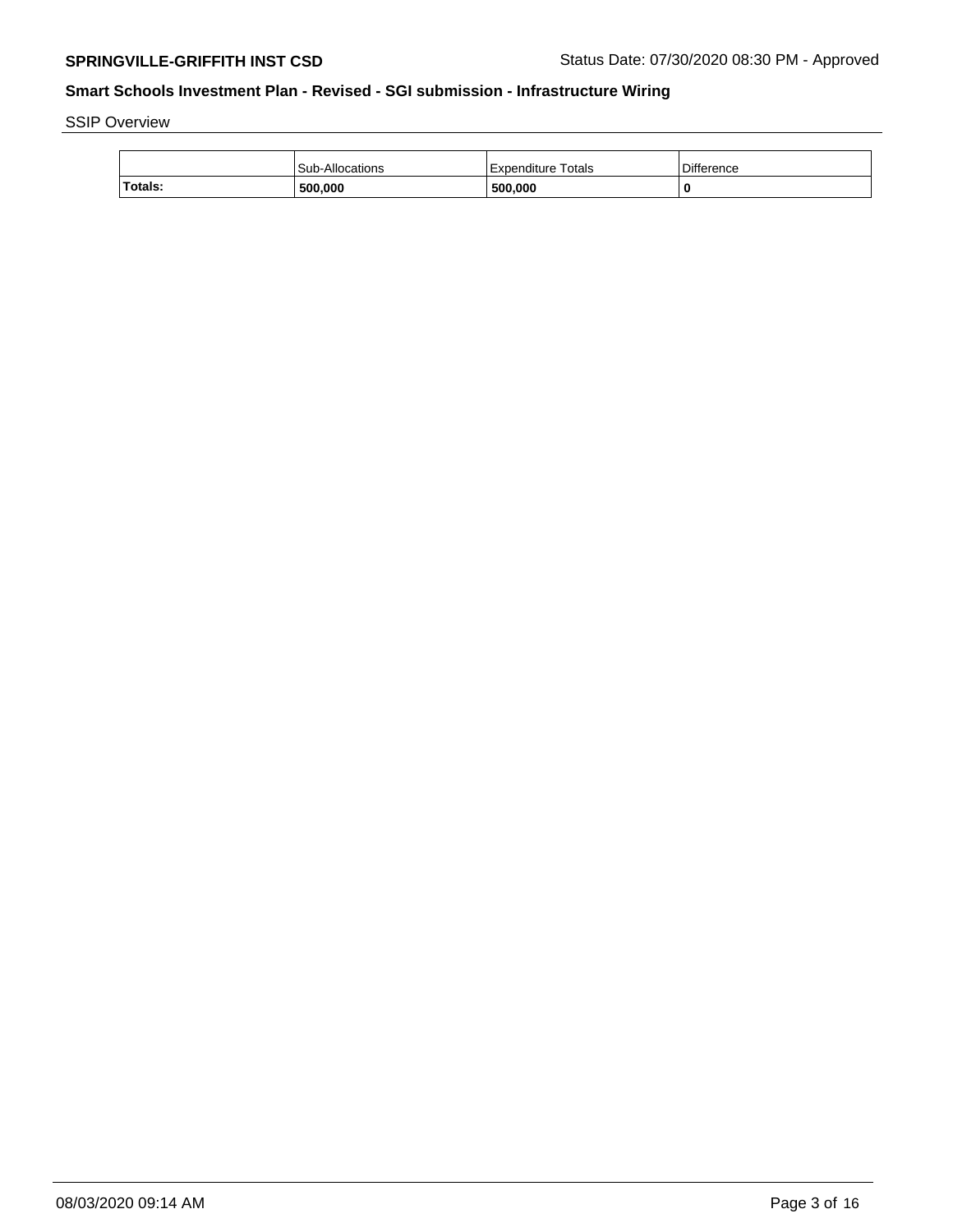## Smart Schools Investment Plan - Revised - SGI submission - Infrastructure Wiring

SSIP Overview

| | Sub-Allocations | Expenditure Totals | Difference |
|---|---|---|---|
| **Totals:** | **500,000** | **500,000** | **0** |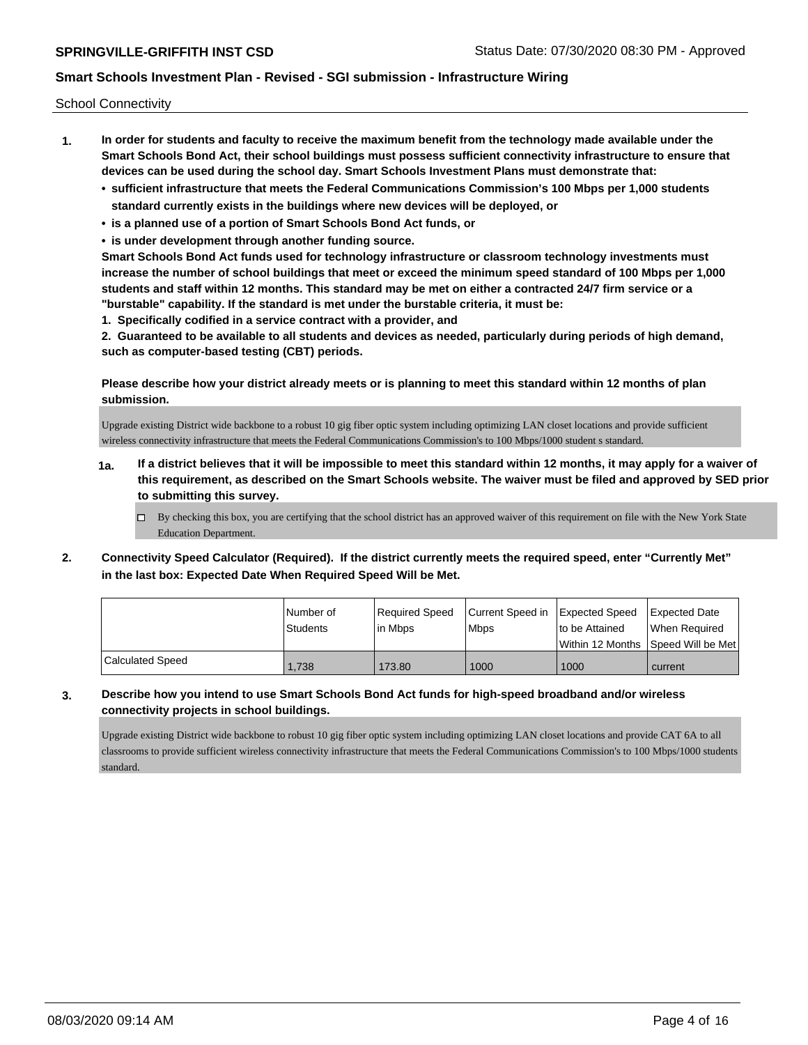**SPRINGVILLE-GRIFFITH INST CSD** Status Date: 07/30/2020 08:30 PM - Approved

**Smart Schools Investment Plan - Revised - SGI submission - Infrastructure Wiring**

School Connectivity

**1. In order for students and faculty to receive the maximum benefit from the technology made available under the Smart Schools Bond Act, their school buildings must possess sufficient connectivity infrastructure to ensure that devices can be used during the school day. Smart Schools Investment Plans must demonstrate that:**

- **sufficient infrastructure that meets the Federal Communications Commission's 100 Mbps per 1,000 students standard currently exists in the buildings where new devices will be deployed, or**
- **is a planned use of a portion of Smart Schools Bond Act funds, or**
- **is under development through another funding source.**

**Smart Schools Bond Act funds used for technology infrastructure or classroom technology investments must increase the number of school buildings that meet or exceed the minimum speed standard of 100 Mbps per 1,000 students and staff within 12 months. This standard may be met on either a contracted 24/7 firm service or a "burstable" capability. If the standard is met under the burstable criteria, it must be:**

**1. Specifically codified in a service contract with a provider, and**

**2. Guaranteed to be available to all students and devices as needed, particularly during periods of high demand, such as computer-based testing (CBT) periods.**

**Please describe how your district already meets or is planning to meet this standard within 12 months of plan submission.**

Upgrade existing District wide backbone to a robust 10 gig fiber optic system including optimizing LAN closet locations and provide sufficient wireless connectivity infrastructure that meets the Federal Communications Commission's to 100 Mbps/1000 student s standard.

**1a. If a district believes that it will be impossible to meet this standard within 12 months, it may apply for a waiver of this requirement, as described on the Smart Schools website. The waiver must be filed and approved by SED prior to submitting this survey.**

☐ By checking this box, you are certifying that the school district has an approved waiver of this requirement on file with the New York State Education Department.

**2. Connectivity Speed Calculator (Required). If the district currently meets the required speed, enter "Currently Met" in the last box: Expected Date When Required Speed Will be Met.**

| | Number of Students | Required Speed in Mbps | Current Speed in Mbps | Expected Speed to be Attained Within 12 Months | Expected Date When Required Speed Will be Met |
|---|---|---|---|---|---|
| Calculated Speed | 1,738 | 173.80 | 1000 | 1000 | current |

**3. Describe how you intend to use Smart Schools Bond Act funds for high-speed broadband and/or wireless connectivity projects in school buildings.**

Upgrade existing District wide backbone to robust 10 gig fiber optic system including optimizing LAN closet locations and provide CAT 6A to all classrooms to provide sufficient wireless connectivity infrastructure that meets the Federal Communications Commission's to 100 Mbps/1000 students standard.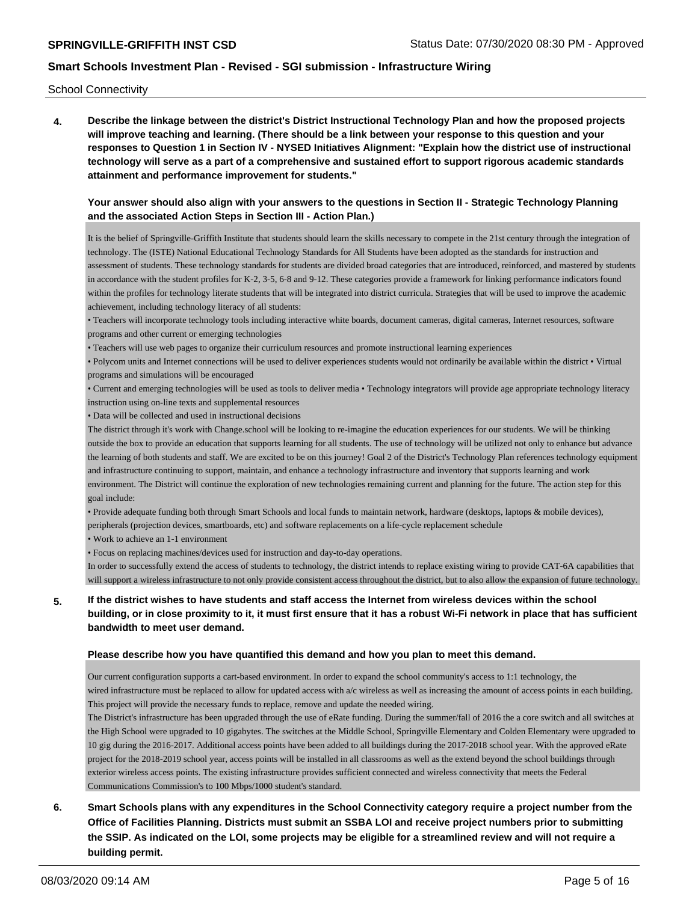School Connectivity

**4. Describe the linkage between the district's District Instructional Technology Plan and how the proposed projects will improve teaching and learning. (There should be a link between your response to this question and your responses to Question 1 in Section IV - NYSED Initiatives Alignment: "Explain how the district use of instructional technology will serve as a part of a comprehensive and sustained effort to support rigorous academic standards attainment and performance improvement for students."**

**Your answer should also align with your answers to the questions in Section II - Strategic Technology Planning and the associated Action Steps in Section III - Action Plan.)**

It is the belief of Springville-Griffith Institute that students should learn the skills necessary to compete in the 21st century through the integration of technology. The (ISTE) National Educational Technology Standards for All Students have been adopted as the standards for instruction and assessment of students. These technology standards for students are divided broad categories that are introduced, reinforced, and mastered by students in accordance with the student profiles for K-2, 3-5, 6-8 and 9-12. These categories provide a framework for linking performance indicators found within the profiles for technology literate students that will be integrated into district curricula. Strategies that will be used to improve the academic achievement, including technology literacy of all students:

• Teachers will incorporate technology tools including interactive white boards, document cameras, digital cameras, Internet resources, software programs and other current or emerging technologies

• Teachers will use web pages to organize their curriculum resources and promote instructional learning experiences

• Polycom units and Internet connections will be used to deliver experiences students would not ordinarily be available within the district • Virtual programs and simulations will be encouraged

• Current and emerging technologies will be used as tools to deliver media • Technology integrators will provide age appropriate technology literacy instruction using on-line texts and supplemental resources

• Data will be collected and used in instructional decisions

The district through it's work with Change.school will be looking to re-imagine the education experiences for our students. We will be thinking outside the box to provide an education that supports learning for all students. The use of technology will be utilized not only to enhance but advance the learning of both students and staff. We are excited to be on this journey! Goal 2 of the District's Technology Plan references technology equipment and infrastructure continuing to support, maintain, and enhance a technology infrastructure and inventory that supports learning and work environment. The District will continue the exploration of new technologies remaining current and planning for the future. The action step for this goal include:

• Provide adequate funding both through Smart Schools and local funds to maintain network, hardware (desktops, laptops & mobile devices), peripherals (projection devices, smartboards, etc) and software replacements on a life-cycle replacement schedule

• Work to achieve an 1-1 environment

• Focus on replacing machines/devices used for instruction and day-to-day operations.

In order to successfully extend the access of students to technology, the district intends to replace existing wiring to provide CAT-6A capabilities that will support a wireless infrastructure to not only provide consistent access throughout the district, but to also allow the expansion of future technology.

**5. If the district wishes to have students and staff access the Internet from wireless devices within the school building, or in close proximity to it, it must first ensure that it has a robust Wi-Fi network in place that has sufficient bandwidth to meet user demand.**

**Please describe how you have quantified this demand and how you plan to meet this demand.**

Our current configuration supports a cart-based environment. In order to expand the school community's access to 1:1 technology, the wired infrastructure must be replaced to allow for updated access with a/c wireless as well as increasing the amount of access points in each building. This project will provide the necessary funds to replace, remove and update the needed wiring.

The District's infrastructure has been upgraded through the use of eRate funding. During the summer/fall of 2016 the a core switch and all switches at the High School were upgraded to 10 gigabytes. The switches at the Middle School, Springville Elementary and Colden Elementary were upgraded to 10 gig during the 2016-2017. Additional access points have been added to all buildings during the 2017-2018 school year. With the approved eRate project for the 2018-2019 school year, access points will be installed in all classrooms as well as the extend beyond the school buildings through exterior wireless access points. The existing infrastructure provides sufficient connected and wireless connectivity that meets the Federal Communications Commission's to 100 Mbps/1000 student's standard.

**6. Smart Schools plans with any expenditures in the School Connectivity category require a project number from the Office of Facilities Planning. Districts must submit an SSBA LOI and receive project numbers prior to submitting the SSIP. As indicated on the LOI, some projects may be eligible for a streamlined review and will not require a building permit.**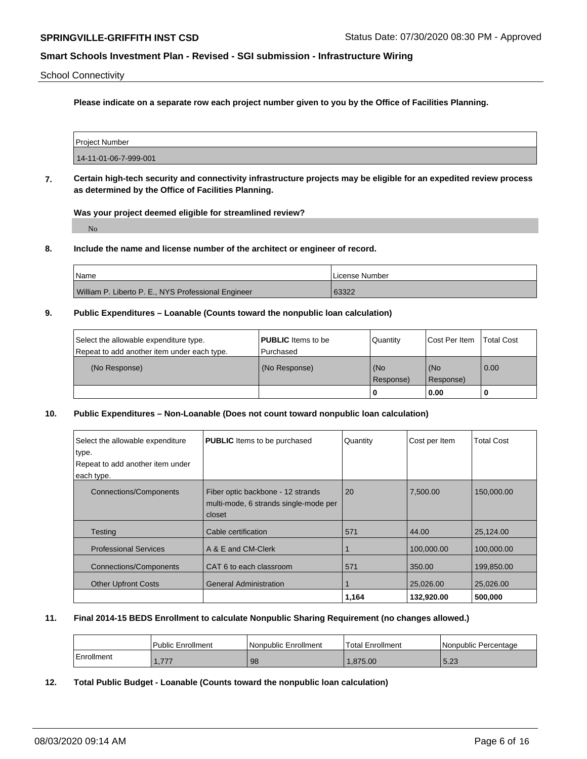School Connectivity

**Please indicate on a separate row each project number given to you by the Office of Facilities Planning.**

| Project Number |
| --- |
| 14-11-01-06-7-999-001 |

**7. Certain high-tech security and connectivity infrastructure projects may be eligible for an expedited review process as determined by the Office of Facilities Planning.**

**Was your project deemed eligible for streamlined review?**

No

**8. Include the name and license number of the architect or engineer of record.**

| Name | License Number |
| --- | --- |
| William P. Liberto P. E., NYS Professional Engineer | 63322 |

**9. Public Expenditures – Loanable (Counts toward the nonpublic loan calculation)**

| Select the allowable expenditure type. Repeat to add another item under each type. | **PUBLIC** Items to be Purchased | Quantity | Cost Per Item | Total Cost |
| --- | --- | --- | --- | --- |
| (No Response) | (No Response) | (No Response) | (No Response) | 0.00 |
| | | 0 | 0.00 | 0 |

**10. Public Expenditures – Non-Loanable (Does not count toward nonpublic loan calculation)**

| Select the allowable expenditure type. Repeat to add another item under each type. | **PUBLIC** Items to be purchased | Quantity | Cost per Item | Total Cost |
| --- | --- | --- | --- | --- |
| Connections/Components | Fiber optic backbone - 12 strands multi-mode, 6 strands single-mode per closet | 20 | 7,500.00 | 150,000.00 |
| Testing | Cable certification | 571 | 44.00 | 25,124.00 |
| Professional Services | A & E and CM-Clerk | 1 | 100,000.00 | 100,000.00 |
| Connections/Components | CAT 6 to each classroom | 571 | 350.00 | 199,850.00 |
| Other Upfront Costs | General Administration | 1 | 25,026.00 | 25,026.00 |
| | | 1,164 | 132,920.00 | 500,000 |

**11. Final 2014-15 BEDS Enrollment to calculate Nonpublic Sharing Requirement (no changes allowed.)**

| | Public Enrollment | Nonpublic Enrollment | Total Enrollment | Nonpublic Percentage |
| --- | --- | --- | --- | --- |
| Enrollment | 1,777 | 98 | 1,875.00 | 5.23 |

**12. Total Public Budget - Loanable (Counts toward the nonpublic loan calculation)**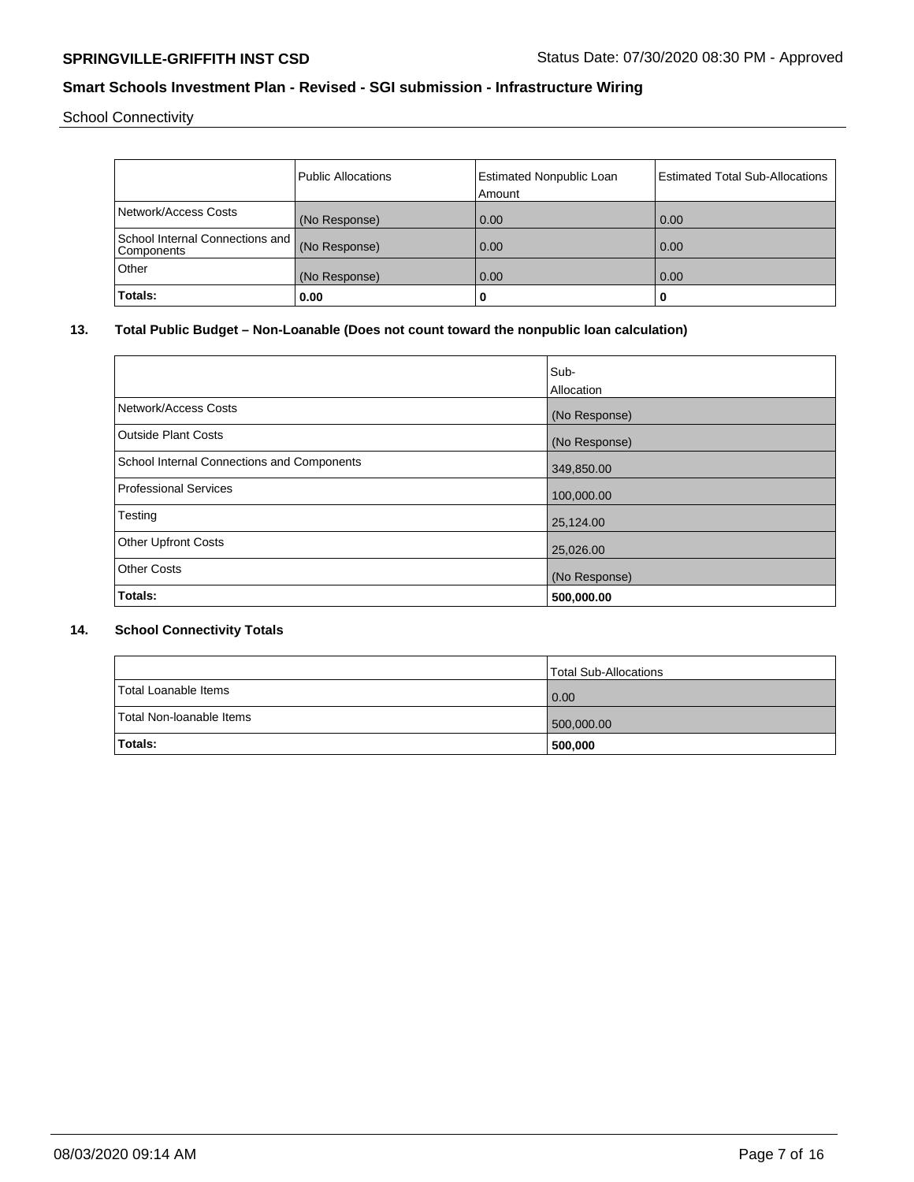School Connectivity

| | Public Allocations | Estimated Nonpublic Loan Amount | Estimated Total Sub-Allocations |
|---|---|---|---|
| Network/Access Costs | (No Response) | 0.00 | 0.00 |
| School Internal Connections and Components | (No Response) | 0.00 | 0.00 |
| Other | (No Response) | 0.00 | 0.00 |
| **Totals:** | **0.00** | **0** | **0** |

## 13. Total Public Budget – Non-Loanable (Does not count toward the nonpublic loan calculation)

| | Sub-Allocation |
|---|---|
| Network/Access Costs | (No Response) |
| Outside Plant Costs | (No Response) |
| School Internal Connections and Components | 349,850.00 |
| Professional Services | 100,000.00 |
| Testing | 25,124.00 |
| Other Upfront Costs | 25,026.00 |
| Other Costs | (No Response) |
| **Totals:** | **500,000.00** |

## 14. School Connectivity Totals

| | Total Sub-Allocations |
|---|---|
| Total Loanable Items | 0.00 |
| Total Non-loanable Items | 500,000.00 |
| **Totals:** | **500,000** |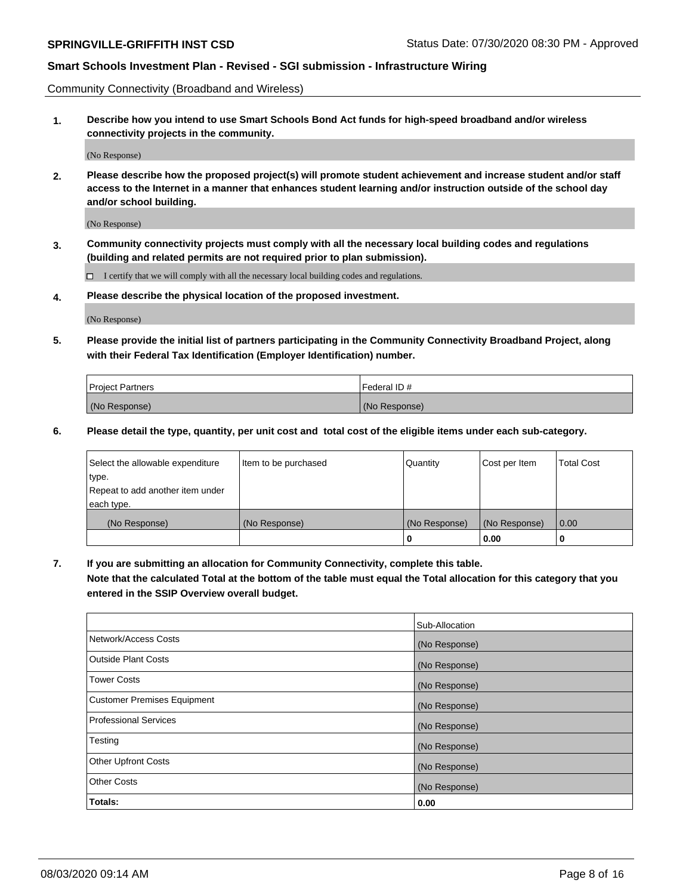Community Connectivity (Broadband and Wireless)

**1. Describe how you intend to use Smart Schools Bond Act funds for high-speed broadband and/or wireless connectivity projects in the community.**

(No Response)

**2. Please describe how the proposed project(s) will promote student achievement and increase student and/or staff access to the Internet in a manner that enhances student learning and/or instruction outside of the school day and/or school building.**

(No Response)

**3. Community connectivity projects must comply with all the necessary local building codes and regulations (building and related permits are not required prior to plan submission).**

☐ I certify that we will comply with all the necessary local building codes and regulations.

**4. Please describe the physical location of the proposed investment.**

(No Response)

**5. Please provide the initial list of partners participating in the Community Connectivity Broadband Project, along with their Federal Tax Identification (Employer Identification) number.**

| Project Partners | Federal ID # |
|---|---|
| (No Response) | (No Response) |

**6. Please detail the type, quantity, per unit cost and total cost of the eligible items under each sub-category.**

| Select the allowable expenditure type. Repeat to add another item under each type. | Item to be purchased | Quantity | Cost per Item | Total Cost |
|---|---|---|---|---|
| (No Response) | (No Response) | (No Response) | (No Response) | 0.00 |
| | | **0** | **0.00** | **0** |

**7. If you are submitting an allocation for Community Connectivity, complete this table. Note that the calculated Total at the bottom of the table must equal the Total allocation for this category that you entered in the SSIP Overview overall budget.**

| | Sub-Allocation |
|---|---|
| Network/Access Costs | (No Response) |
| Outside Plant Costs | (No Response) |
| Tower Costs | (No Response) |
| Customer Premises Equipment | (No Response) |
| Professional Services | (No Response) |
| Testing | (No Response) |
| Other Upfront Costs | (No Response) |
| Other Costs | (No Response) |
| **Totals:** | **0.00** |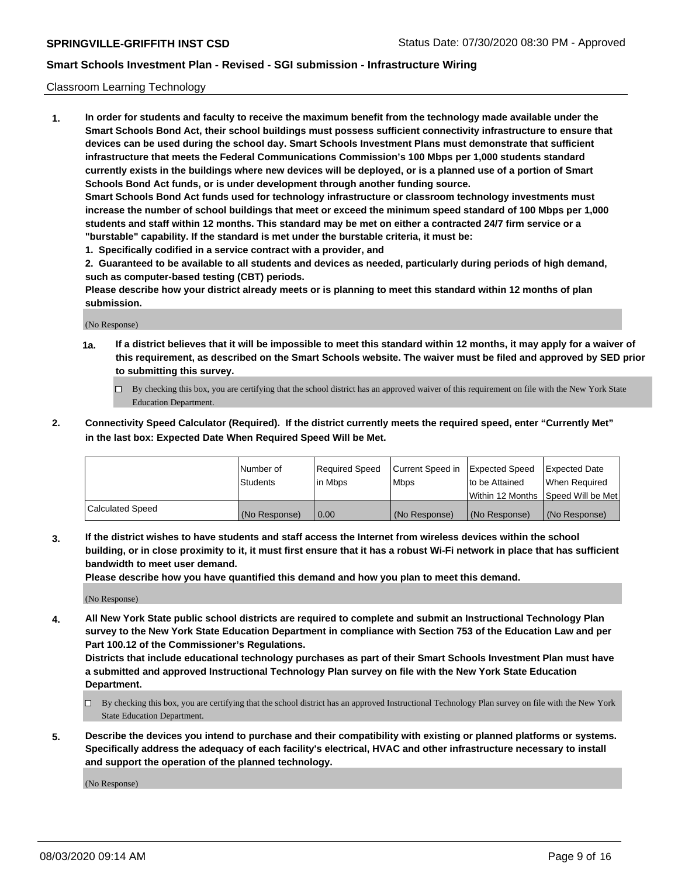Classroom Learning Technology

**1. In order for students and faculty to receive the maximum benefit from the technology made available under the Smart Schools Bond Act, their school buildings must possess sufficient connectivity infrastructure to ensure that devices can be used during the school day. Smart Schools Investment Plans must demonstrate that sufficient infrastructure that meets the Federal Communications Commission's 100 Mbps per 1,000 students standard currently exists in the buildings where new devices will be deployed, or is a planned use of a portion of Smart Schools Bond Act funds, or is under development through another funding source.**

**Smart Schools Bond Act funds used for technology infrastructure or classroom technology investments must increase the number of school buildings that meet or exceed the minimum speed standard of 100 Mbps per 1,000 students and staff within 12 months. This standard may be met on either a contracted 24/7 firm service or a "burstable" capability. If the standard is met under the burstable criteria, it must be:**

**1. Specifically codified in a service contract with a provider, and**

**2. Guaranteed to be available to all students and devices as needed, particularly during periods of high demand, such as computer-based testing (CBT) periods.**

**Please describe how your district already meets or is planning to meet this standard within 12 months of plan submission.**

(No Response)

**1a. If a district believes that it will be impossible to meet this standard within 12 months, it may apply for a waiver of this requirement, as described on the Smart Schools website. The waiver must be filed and approved by SED prior to submitting this survey.**

☐ By checking this box, you are certifying that the school district has an approved waiver of this requirement on file with the New York State Education Department.

**2. Connectivity Speed Calculator (Required). If the district currently meets the required speed, enter "Currently Met" in the last box: Expected Date When Required Speed Will be Met.**

| | Number of Students | Required Speed in Mbps | Current Speed in Mbps | Expected Speed to be Attained Within 12 Months | Expected Date When Required Speed Will be Met |
|---|---|---|---|---|---|
| Calculated Speed | (No Response) | 0.00 | (No Response) | (No Response) | (No Response) |

**3. If the district wishes to have students and staff access the Internet from wireless devices within the school building, or in close proximity to it, it must first ensure that it has a robust Wi-Fi network in place that has sufficient bandwidth to meet user demand.**

**Please describe how you have quantified this demand and how you plan to meet this demand.**

(No Response)

**4. All New York State public school districts are required to complete and submit an Instructional Technology Plan survey to the New York State Education Department in compliance with Section 753 of the Education Law and per Part 100.12 of the Commissioner's Regulations.**

**Districts that include educational technology purchases as part of their Smart Schools Investment Plan must have a submitted and approved Instructional Technology Plan survey on file with the New York State Education Department.**

☐ By checking this box, you are certifying that the school district has an approved Instructional Technology Plan survey on file with the New York State Education Department.

**5. Describe the devices you intend to purchase and their compatibility with existing or planned platforms or systems. Specifically address the adequacy of each facility's electrical, HVAC and other infrastructure necessary to install and support the operation of the planned technology.**

(No Response)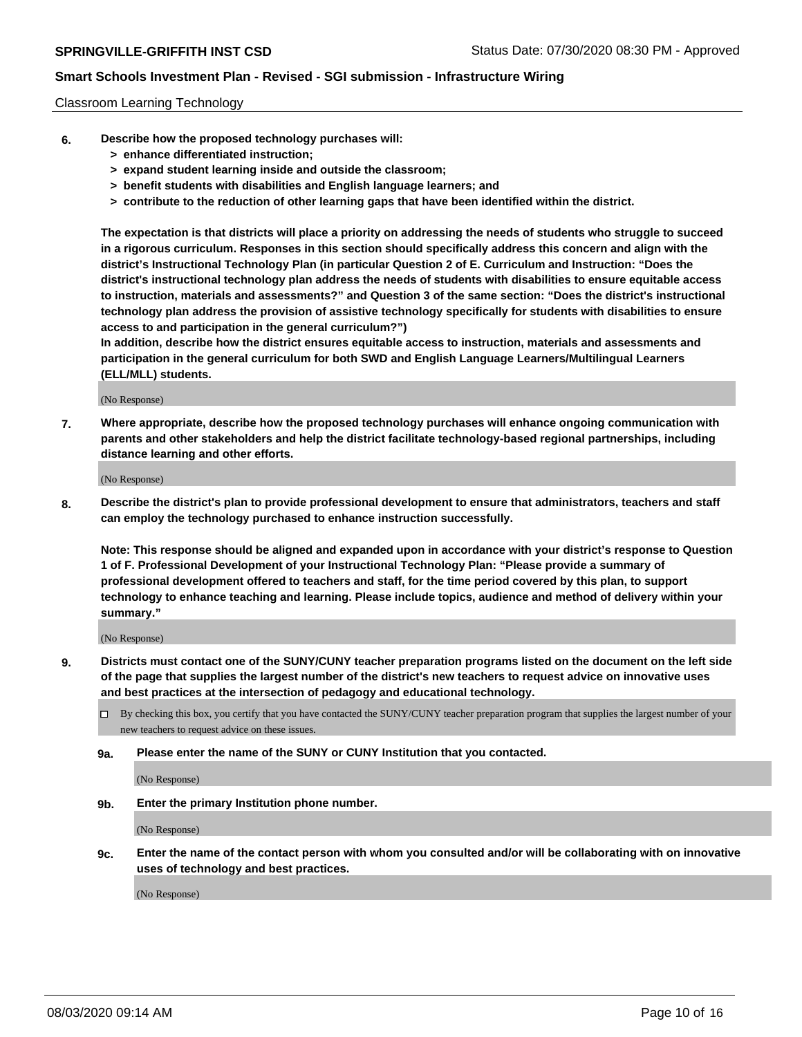Classroom Learning Technology

**6. Describe how the proposed technology purchases will:**

> **> enhance differentiated instruction;**
> **> expand student learning inside and outside the classroom;**
> **> benefit students with disabilities and English language learners; and**
> **> contribute to the reduction of other learning gaps that have been identified within the district.**

**The expectation is that districts will place a priority on addressing the needs of students who struggle to succeed in a rigorous curriculum. Responses in this section should specifically address this concern and align with the district's Instructional Technology Plan (in particular Question 2 of E. Curriculum and Instruction: "Does the district's instructional technology plan address the needs of students with disabilities to ensure equitable access to instruction, materials and assessments?" and Question 3 of the same section: "Does the district's instructional technology plan address the provision of assistive technology specifically for students with disabilities to ensure access to and participation in the general curriculum?")**

**In addition, describe how the district ensures equitable access to instruction, materials and assessments and participation in the general curriculum for both SWD and English Language Learners/Multilingual Learners (ELL/MLL) students.**

(No Response)

**7. Where appropriate, describe how the proposed technology purchases will enhance ongoing communication with parents and other stakeholders and help the district facilitate technology-based regional partnerships, including distance learning and other efforts.**

(No Response)

**8. Describe the district's plan to provide professional development to ensure that administrators, teachers and staff can employ the technology purchased to enhance instruction successfully.**

**Note: This response should be aligned and expanded upon in accordance with your district's response to Question 1 of F. Professional Development of your Instructional Technology Plan: "Please provide a summary of professional development offered to teachers and staff, for the time period covered by this plan, to support technology to enhance teaching and learning. Please include topics, audience and method of delivery within your summary."**

(No Response)

**9. Districts must contact one of the SUNY/CUNY teacher preparation programs listed on the document on the left side of the page that supplies the largest number of the district's new teachers to request advice on innovative uses and best practices at the intersection of pedagogy and educational technology.**

☐ By checking this box, you certify that you have contacted the SUNY/CUNY teacher preparation program that supplies the largest number of your new teachers to request advice on these issues.

**9a. Please enter the name of the SUNY or CUNY Institution that you contacted.**

(No Response)

**9b. Enter the primary Institution phone number.**

(No Response)

**9c. Enter the name of the contact person with whom you consulted and/or will be collaborating with on innovative uses of technology and best practices.**

(No Response)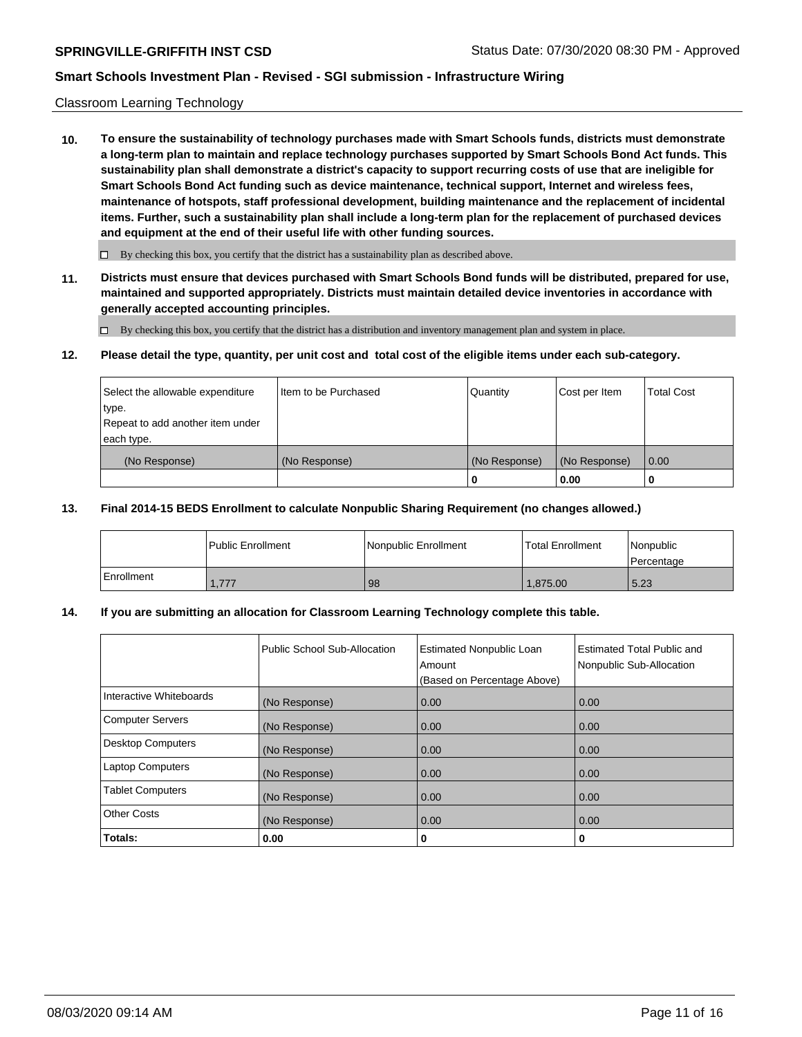Classroom Learning Technology

**10. To ensure the sustainability of technology purchases made with Smart Schools funds, districts must demonstrate a long-term plan to maintain and replace technology purchases supported by Smart Schools Bond Act funds. This sustainability plan shall demonstrate a district's capacity to support recurring costs of use that are ineligible for Smart Schools Bond Act funding such as device maintenance, technical support, Internet and wireless fees, maintenance of hotspots, staff professional development, building maintenance and the replacement of incidental items. Further, such a sustainability plan shall include a long-term plan for the replacement of purchased devices and equipment at the end of their useful life with other funding sources.**

☐ By checking this box, you certify that the district has a sustainability plan as described above.

**11. Districts must ensure that devices purchased with Smart Schools Bond funds will be distributed, prepared for use, maintained and supported appropriately. Districts must maintain detailed device inventories in accordance with generally accepted accounting principles.**

☐ By checking this box, you certify that the district has a distribution and inventory management plan and system in place.

**12. Please detail the type, quantity, per unit cost and total cost of the eligible items under each sub-category.**

| Select the allowable expenditure type. Repeat to add another item under each type. | Item to be Purchased | Quantity | Cost per Item | Total Cost |
|---|---|---|---|---|
| (No Response) | (No Response) | (No Response) | (No Response) | 0.00 |
| | | **0** | **0.00** | **0** |

**13. Final 2014-15 BEDS Enrollment to calculate Nonpublic Sharing Requirement (no changes allowed.)**

| | Public Enrollment | Nonpublic Enrollment | Total Enrollment | Nonpublic Percentage |
|---|---|---|---|---|
| Enrollment | 1,777 | 98 | 1,875.00 | 5.23 |

**14. If you are submitting an allocation for Classroom Learning Technology complete this table.**

| | Public School Sub-Allocation | Estimated Nonpublic Loan Amount (Based on Percentage Above) | Estimated Total Public and Nonpublic Sub-Allocation |
|---|---|---|---|
| Interactive Whiteboards | (No Response) | 0.00 | 0.00 |
| Computer Servers | (No Response) | 0.00 | 0.00 |
| Desktop Computers | (No Response) | 0.00 | 0.00 |
| Laptop Computers | (No Response) | 0.00 | 0.00 |
| Tablet Computers | (No Response) | 0.00 | 0.00 |
| Other Costs | (No Response) | 0.00 | 0.00 |
| **Totals:** | **0.00** | **0** | **0** |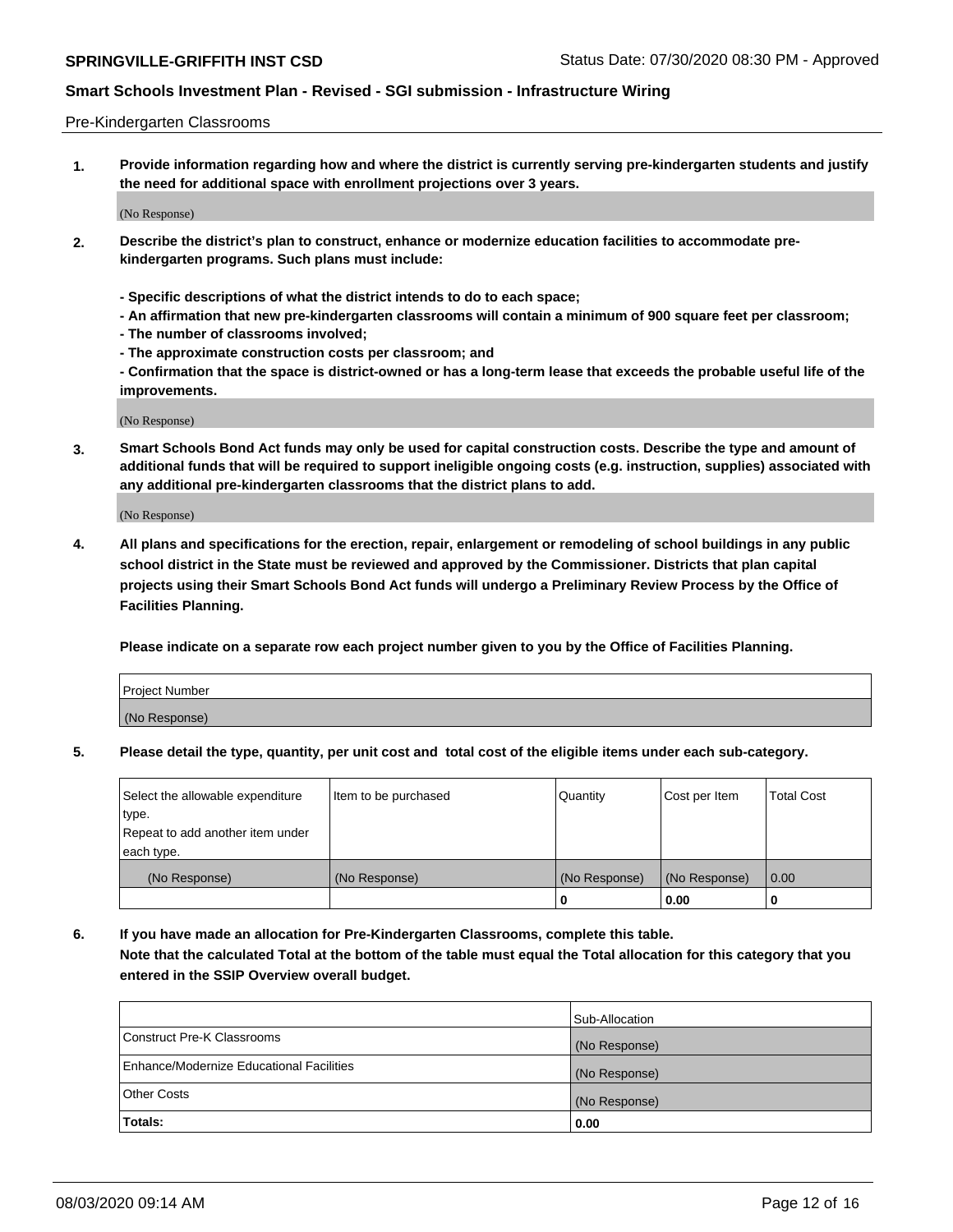Pre-Kindergarten Classrooms

**1. Provide information regarding how and where the district is currently serving pre-kindergarten students and justify the need for additional space with enrollment projections over 3 years.**

(No Response)

**2. Describe the district's plan to construct, enhance or modernize education facilities to accommodate pre-kindergarten programs. Such plans must include:**

**- Specific descriptions of what the district intends to do to each space;**
**- An affirmation that new pre-kindergarten classrooms will contain a minimum of 900 square feet per classroom;**
**- The number of classrooms involved;**
**- The approximate construction costs per classroom; and**
**- Confirmation that the space is district-owned or has a long-term lease that exceeds the probable useful life of the improvements.**

(No Response)

**3. Smart Schools Bond Act funds may only be used for capital construction costs. Describe the type and amount of additional funds that will be required to support ineligible ongoing costs (e.g. instruction, supplies) associated with any additional pre-kindergarten classrooms that the district plans to add.**

(No Response)

**4. All plans and specifications for the erection, repair, enlargement or remodeling of school buildings in any public school district in the State must be reviewed and approved by the Commissioner. Districts that plan capital projects using their Smart Schools Bond Act funds will undergo a Preliminary Review Process by the Office of Facilities Planning.**

**Please indicate on a separate row each project number given to you by the Office of Facilities Planning.**

| Project Number |
|---|
| (No Response) |

**5. Please detail the type, quantity, per unit cost and total cost of the eligible items under each sub-category.**

| Select the allowable expenditure type. Repeat to add another item under each type. | Item to be purchased | Quantity | Cost per Item | Total Cost |
|---|---|---|---|---|
| (No Response) | (No Response) | (No Response) | (No Response) | 0.00 |
| | | 0 | 0.00 | 0 |

**6. If you have made an allocation for Pre-Kindergarten Classrooms, complete this table. Note that the calculated Total at the bottom of the table must equal the Total allocation for this category that you entered in the SSIP Overview overall budget.**

| | Sub-Allocation |
|---|---|
| Construct Pre-K Classrooms | (No Response) |
| Enhance/Modernize Educational Facilities | (No Response) |
| Other Costs | (No Response) |
| **Totals:** | **0.00** |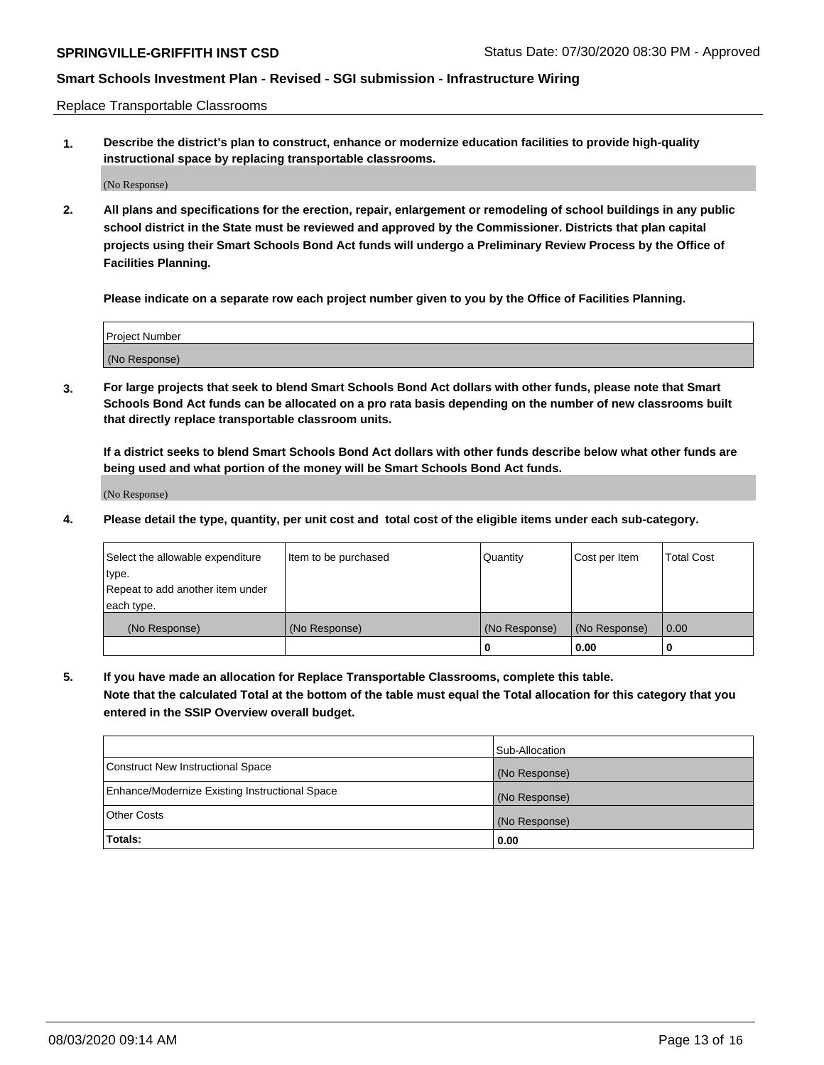Replace Transportable Classrooms

**1. Describe the district's plan to construct, enhance or modernize education facilities to provide high-quality instructional space by replacing transportable classrooms.**

(No Response)

**2. All plans and specifications for the erection, repair, enlargement or remodeling of school buildings in any public school district in the State must be reviewed and approved by the Commissioner. Districts that plan capital projects using their Smart Schools Bond Act funds will undergo a Preliminary Review Process by the Office of Facilities Planning.**

**Please indicate on a separate row each project number given to you by the Office of Facilities Planning.**

| Project Number |
|---|
| (No Response) |

**3. For large projects that seek to blend Smart Schools Bond Act dollars with other funds, please note that Smart Schools Bond Act funds can be allocated on a pro rata basis depending on the number of new classrooms built that directly replace transportable classroom units.**

**If a district seeks to blend Smart Schools Bond Act dollars with other funds describe below what other funds are being used and what portion of the money will be Smart Schools Bond Act funds.**

(No Response)

**4. Please detail the type, quantity, per unit cost and total cost of the eligible items under each sub-category.**

| Select the allowable expenditure type. Repeat to add another item under each type. | Item to be purchased | Quantity | Cost per Item | Total Cost |
|---|---|---|---|---|
| (No Response) | (No Response) | (No Response) | (No Response) | 0.00 |
| | | 0 | 0.00 | 0 |

**5. If you have made an allocation for Replace Transportable Classrooms, complete this table. Note that the calculated Total at the bottom of the table must equal the Total allocation for this category that you entered in the SSIP Overview overall budget.**

| | Sub-Allocation |
|---|---|
| Construct New Instructional Space | (No Response) |
| Enhance/Modernize Existing Instructional Space | (No Response) |
| Other Costs | (No Response) |
| **Totals:** | **0.00** |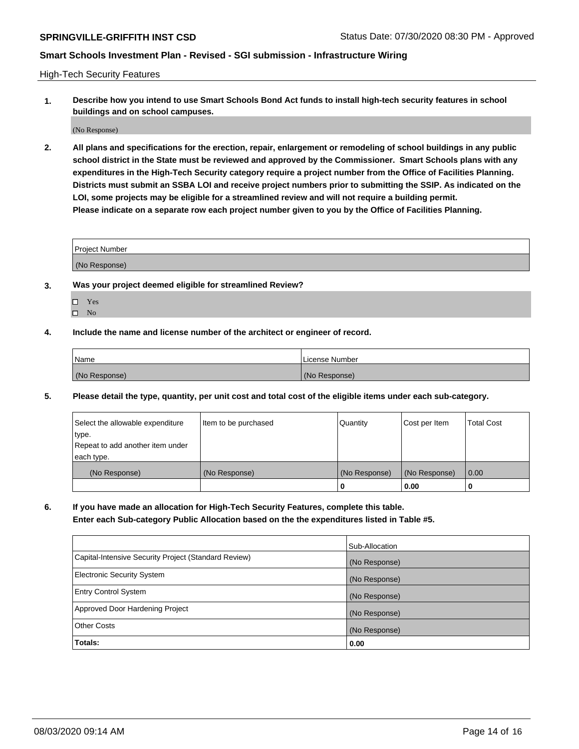High-Tech Security Features

**1. Describe how you intend to use Smart Schools Bond Act funds to install high-tech security features in school buildings and on school campuses.**

(No Response)

**2. All plans and specifications for the erection, repair, enlargement or remodeling of school buildings in any public school district in the State must be reviewed and approved by the Commissioner. Smart Schools plans with any expenditures in the High-Tech Security category require a project number from the Office of Facilities Planning. Districts must submit an SSBA LOI and receive project numbers prior to submitting the SSIP. As indicated on the LOI, some projects may be eligible for a streamlined review and will not require a building permit. Please indicate on a separate row each project number given to you by the Office of Facilities Planning.**

| Project Number |
|---|
| (No Response) |

**3. Was your project deemed eligible for streamlined Review?**

- ☐ Yes
- ☐ No

**4. Include the name and license number of the architect or engineer of record.**

| Name | License Number |
|---|---|
| (No Response) | (No Response) |

**5. Please detail the type, quantity, per unit cost and total cost of the eligible items under each sub-category.**

| Select the allowable expenditure type. Repeat to add another item under each type. | Item to be purchased | Quantity | Cost per Item | Total Cost |
|---|---|---|---|---|
| (No Response) | (No Response) | (No Response) | (No Response) | 0.00 |
| | | 0 | 0.00 | 0 |

**6. If you have made an allocation for High-Tech Security Features, complete this table. Enter each Sub-category Public Allocation based on the the expenditures listed in Table #5.**

| | Sub-Allocation |
|---|---|
| Capital-Intensive Security Project (Standard Review) | (No Response) |
| Electronic Security System | (No Response) |
| Entry Control System | (No Response) |
| Approved Door Hardening Project | (No Response) |
| Other Costs | (No Response) |
| **Totals:** | **0.00** |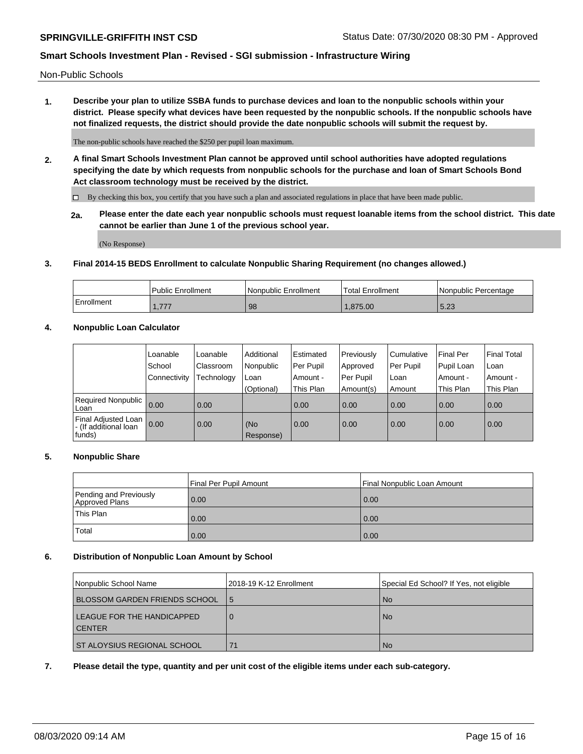Non-Public Schools

**1. Describe your plan to utilize SSBA funds to purchase devices and loan to the nonpublic schools within your district. Please specify what devices have been requested by the nonpublic schools. If the nonpublic schools have not finalized requests, the district should provide the date nonpublic schools will submit the request by.**

The non-public schools have reached the $250 per pupil loan maximum.

**2. A final Smart Schools Investment Plan cannot be approved until school authorities have adopted regulations specifying the date by which requests from nonpublic schools for the purchase and loan of Smart Schools Bond Act classroom technology must be received by the district.**

☐ By checking this box, you certify that you have such a plan and associated regulations in place that have been made public.

**2a. Please enter the date each year nonpublic schools must request loanable items from the school district. This date cannot be earlier than June 1 of the previous school year.**

(No Response)

**3. Final 2014-15 BEDS Enrollment to calculate Nonpublic Sharing Requirement (no changes allowed.)**

| | Public Enrollment | Nonpublic Enrollment | Total Enrollment | Nonpublic Percentage |
|---|---|---|---|---|
| Enrollment | 1,777 | 98 | 1,875.00 | 5.23 |

**4. Nonpublic Loan Calculator**

| | Loanable School Connectivity | Loanable Classroom Technology | Additional Nonpublic Loan (Optional) | Estimated Per Pupil Amount - This Plan | Previously Approved Per Pupil Amount(s) | Cumulative Per Pupil Loan Amount | Final Per Pupil Loan Amount - This Plan | Final Total Loan Amount - This Plan |
|---|---|---|---|---|---|---|---|---|
| Required Nonpublic Loan | 0.00 | 0.00 | | 0.00 | 0.00 | 0.00 | 0.00 | 0.00 |
| Final Adjusted Loan - (If additional loan funds) | 0.00 | 0.00 | (No Response) | 0.00 | 0.00 | 0.00 | 0.00 | 0.00 |

**5. Nonpublic Share**

| | Final Per Pupil Amount | Final Nonpublic Loan Amount |
|---|---|---|
| Pending and Previously Approved Plans | 0.00 | 0.00 |
| This Plan | 0.00 | 0.00 |
| Total | 0.00 | 0.00 |

**6. Distribution of Nonpublic Loan Amount by School**

| Nonpublic School Name | 2018-19 K-12 Enrollment | Special Ed School? If Yes, not eligible |
|---|---|---|
| BLOSSOM GARDEN FRIENDS SCHOOL | 5 | No |
| LEAGUE FOR THE HANDICAPPED CENTER | 0 | No |
| ST ALOYSIUS REGIONAL SCHOOL | 71 | No |

**7. Please detail the type, quantity and per unit cost of the eligible items under each sub-category.**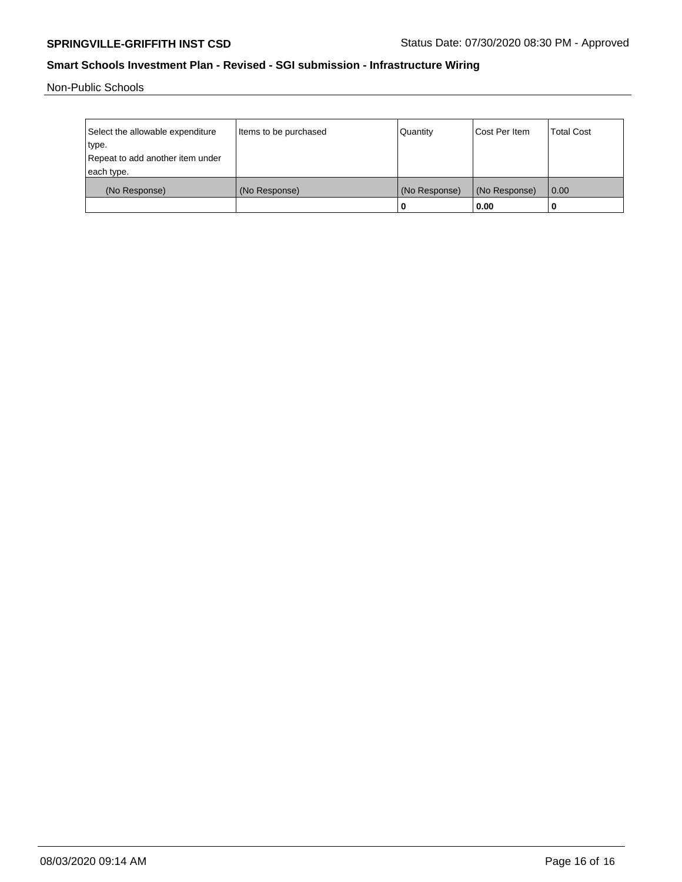Non-Public Schools

| Select the allowable expenditure type.<br>Repeat to add another item under each type. | Items to be purchased | Quantity | Cost Per Item | Total Cost |
|---|---|---|---|---|
| (No Response) | (No Response) | (No Response) | (No Response) | 0.00 |
| | | **0** | **0.00** | **0** |